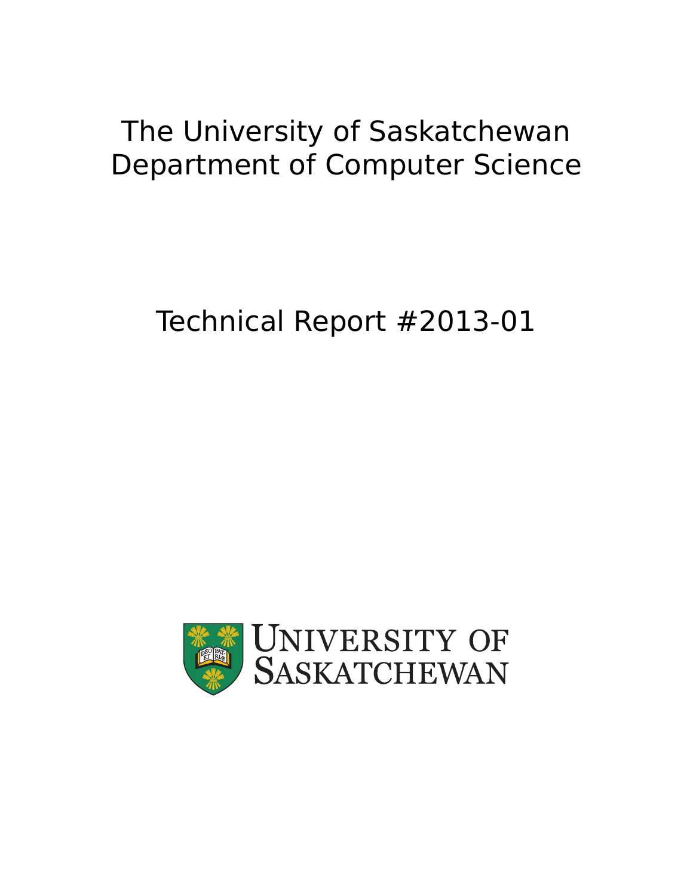# The University of Saskatchewan
# Department of Computer Science

## Technical Report #2013-01

UNIVERSITY OF SASKATCHEWAN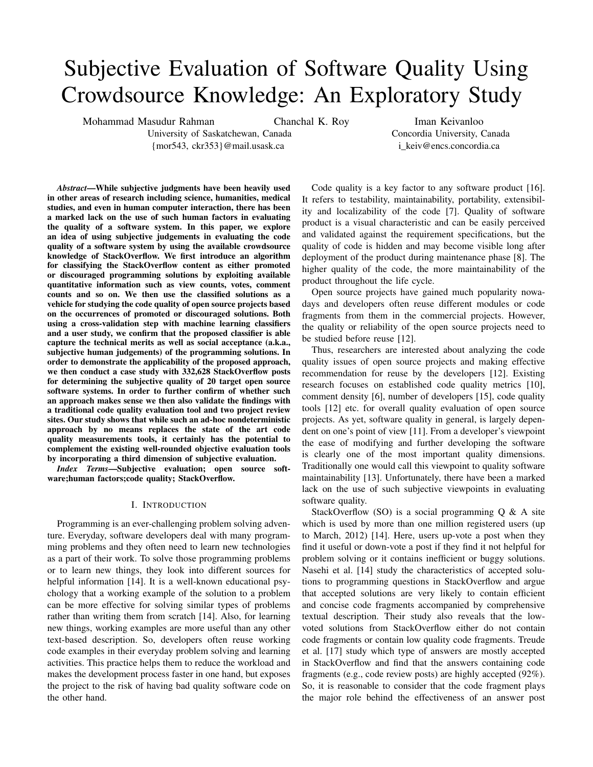# Subjective Evaluation of Software Quality Using Crowdsource Knowledge: An Exploratory Study

Mohammad Masudur Rahman, Chanchal K. Roy
University of Saskatchewan, Canada
{mor543, ckr353}@mail.usask.ca

Iman Keivanloo
Concordia University, Canada
i_keiv@encs.concordia.ca

***Abstract*—While subjective judgments have been heavily used in other areas of research including science, humanities, medical studies, and even in human computer interaction, there has been a marked lack on the use of such human factors in evaluating the quality of a software system. In this paper, we explore an idea of using subjective judgements in evaluating the code quality of a software system by using the available crowdsource knowledge of StackOverflow. We first introduce an algorithm for classifying the StackOverflow content as either promoted or discouraged programming solutions by exploiting available quantitative information such as view counts, votes, comment counts and so on. We then use the classified solutions as a vehicle for studying the code quality of open source projects based on the occurrences of promoted or discouraged solutions. Both using a cross-validation step with machine learning classifiers and a user study, we confirm that the proposed classifier is able capture the technical merits as well as social acceptance (a.k.a., subjective human judgements) of the programming solutions. In order to demonstrate the applicability of the proposed approach, we then conduct a case study with 332,628 StackOverflow posts for determining the subjective quality of 20 target open source software systems. In order to further confirm of whether such an approach makes sense we then also validate the findings with a traditional code quality evaluation tool and two project review sites. Our study shows that while such an ad-hoc nondeterministic approach by no means replaces the state of the art code quality measurements tools, it certainly has the potential to complement the existing well-rounded objective evaluation tools by incorporating a third dimension of subjective evaluation.**

***Index Terms*—Subjective evaluation; open source software;human factors;code quality; StackOverflow.**

## I. Introduction

Programming is an ever-challenging problem solving adventure. Everyday, software developers deal with many programming problems and they often need to learn new technologies as a part of their work. To solve those programming problems or to learn new things, they look into different sources for helpful information [14]. It is a well-known educational psychology that a working example of the solution to a problem can be more effective for solving similar types of problems rather than writing them from scratch [14]. Also, for learning new things, working examples are more useful than any other text-based description. So, developers often reuse working code examples in their everyday problem solving and learning activities. This practice helps them to reduce the workload and makes the development process faster in one hand, but exposes the project to the risk of having bad quality software code on the other hand.

Code quality is a key factor to any software product [16]. It refers to testability, maintainability, portability, extensibility and localizability of the code [7]. Quality of software product is a visual characteristic and can be easily perceived and validated against the requirement specifications, but the quality of code is hidden and may become visible long after deployment of the product during maintenance phase [8]. The higher quality of the code, the more maintainability of the product throughout the life cycle.

Open source projects have gained much popularity nowadays and developers often reuse different modules or code fragments from them in the commercial projects. However, the quality or reliability of the open source projects need to be studied before reuse [12].

Thus, researchers are interested about analyzing the code quality issues of open source projects and making effective recommendation for reuse by the developers [12]. Existing research focuses on established code quality metrics [10], comment density [6], number of developers [15], code quality tools [12] etc. for overall quality evaluation of open source projects. As yet, software quality in general, is largely dependent on one's point of view [11]. From a developer's viewpoint the ease of modifying and further developing the software is clearly one of the most important quality dimensions. Traditionally one would call this viewpoint to quality software maintainability [13]. Unfortunately, there have been a marked lack on the use of such subjective viewpoints in evaluating software quality.

StackOverflow (SO) is a social programming Q & A site which is used by more than one million registered users (up to March, 2012) [14]. Here, users up-vote a post when they find it useful or down-vote a post if they find it not helpful for problem solving or it contains inefficient or buggy solutions. Nasehi et al. [14] study the characteristics of accepted solutions to programming questions in StackOverflow and argue that accepted solutions are very likely to contain efficient and concise code fragments accompanied by comprehensive textual description. Their study also reveals that the low-voted solutions from StackOverflow either do not contain code fragments or contain low quality code fragments. Treude et al. [17] study which type of answers are mostly accepted in StackOverflow and find that the answers containing code fragments (e.g., code review posts) are highly accepted (92%). So, it is reasonable to consider that the code fragment plays the major role behind the effectiveness of an answer post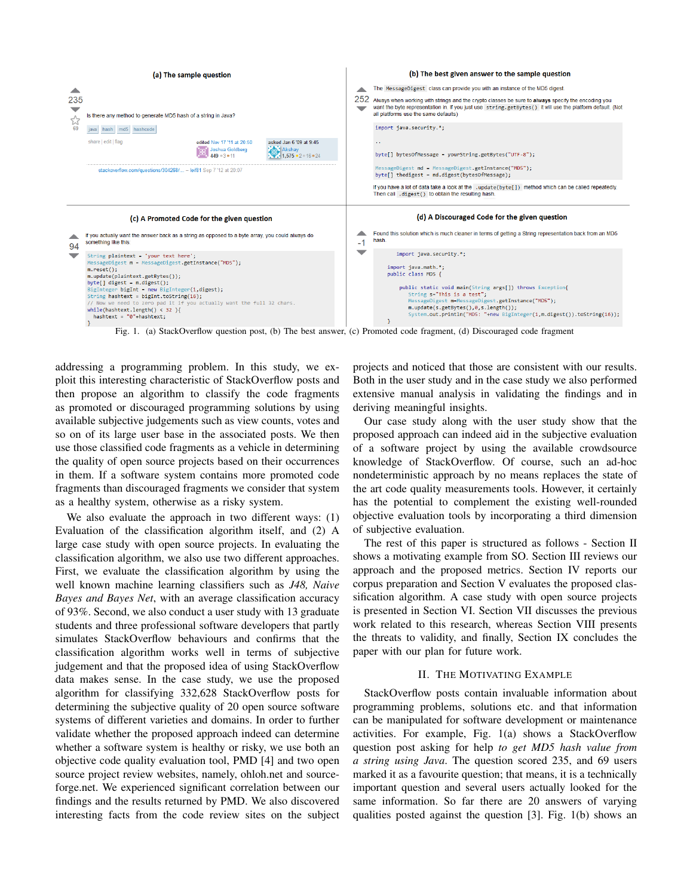(a) The sample question

235

Is there any method to generate MD5 hash of a string in Java?

java hash md5 hashcode

share | edit | flag — edited Nov 17 '11 at 20:50 Joshua Goldberg 449 — asked Jan 6 '09 at 9:45 Akshay 1,575

stackoverflow.com/questions/304268/... – leif81 Sep 7 '12 at 20:07

(b) The best given answer to the sample question

252

The `MessageDigest` class can provide you with an instance of the MD5 digest.

Always when working with strings and the crypto classes be sure to **always** specify the encoding you want the byte representation in. If you just use `string.getBytes()` it will use the platform default. (Not all platforms use the same defaults)

```
import java.security.*;

..

byte[] bytesOfMessage = yourString.getBytes("UTF-8");

MessageDigest md = MessageDigest.getInstance("MD5");
byte[] thedigest = md.digest(bytesOfMessage);
```

If you have a lot of data take a look at the `.update(byte[])` method which can be called repeatedly. Then call `.digest()` to obtain the resulting hash.

(c) A Promoted Code for the given question

94

If you actually want the answer back as a string as opposed to a byte array, you could always do something like this:

```
String plaintext = 'your text here';
MessageDigest m = MessageDigest.getInstance("MD5");
m.reset();
m.update(plaintext.getBytes());
byte[] digest = m.digest();
BigInteger bigInt = new BigInteger(1,digest);
String hashtext = bigInt.toString(16);
// Now we need to zero pad it if you actually want the full 32 chars.
while(hashtext.length() < 32 ){
  hashtext = "0"+hashtext;
}
```

(d) A Discouraged Code for the given question

-1

Found this solution which is much cleaner in terms of getting a String representation back from an MD5 hash.

```
import java.security.*;

import java.math.*;
public class MD5 {

    public static void main(String args[]) throws Exception{
        String s="This is a test";
        MessageDigest m=MessageDigest.getInstance("MD5");
        m.update(s.getBytes(),0,s.length());
        System.out.println("MD5: "+new BigInteger(1,m.digest()).toString(16));
    }
```

Fig. 1. (a) StackOverflow question post, (b) The best answer, (c) Promoted code fragment, (d) Discouraged code fragment

addressing a programming problem. In this study, we exploit this interesting characteristic of StackOverflow posts and then propose an algorithm to classify the code fragments as promoted or discouraged programming solutions by using available subjective judgements such as view counts, votes and so on of its large user base in the associated posts. We then use those classified code fragments as a vehicle in determining the quality of open source projects based on their occurrences in them. If a software system contains more promoted code fragments than discouraged fragments we consider that system as a healthy system, otherwise as a risky system.

We also evaluate the approach in two different ways: (1) Evaluation of the classification algorithm itself, and (2) A large case study with open source projects. In evaluating the classification algorithm, we also use two different approaches. First, we evaluate the classification algorithm by using the well known machine learning classifiers such as *J48, Naive Bayes and Bayes Net*, with an average classification accuracy of 93%. Second, we also conduct a user study with 13 graduate students and three professional software developers that partly simulates StackOverflow behaviours and confirms that the classification algorithm works well in terms of subjective judgement and that the proposed idea of using StackOverflow data makes sense. In the case study, we use the proposed algorithm for classifying 332,628 StackOverflow posts for determining the subjective quality of 20 open source software systems of different varieties and domains. In order to further validate whether the proposed approach indeed can determine whether a software system is healthy or risky, we use both an objective code quality evaluation tool, PMD [4] and two open source project review websites, namely, ohloh.net and sourceforge.net. We experienced significant correlation between our findings and the results returned by PMD. We also discovered interesting facts from the code review sites on the subject projects and noticed that those are consistent with our results. Both in the user study and in the case study we also performed extensive manual analysis in validating the findings and in deriving meaningful insights.

Our case study along with the user study show that the proposed approach can indeed aid in the subjective evaluation of a software project by using the available crowdsource knowledge of StackOverflow. Of course, such an ad-hoc nondeterministic approach by no means replaces the state of the art code quality measurements tools. However, it certainly has the potential to complement the existing well-rounded objective evaluation tools by incorporating a third dimension of subjective evaluation.

The rest of this paper is structured as follows - Section II shows a motivating example from SO. Section III reviews our approach and the proposed metrics. Section IV reports our corpus preparation and Section V evaluates the proposed classification algorithm. A case study with open source projects is presented in Section VI. Section VII discusses the previous work related to this research, whereas Section VIII presents the threats to validity, and finally, Section IX concludes the paper with our plan for future work.

## II. The Motivating Example

StackOverflow posts contain invaluable information about programming problems, solutions etc. and that information can be manipulated for software development or maintenance activities. For example, Fig. 1(a) shows a StackOverflow question post asking for help *to get MD5 hash value from a string using Java*. The question scored 235, and 69 users marked it as a favourite question; that means, it is a technically important question and several users actually looked for the same information. So far there are 20 answers of varying qualities posted against the question [3]. Fig. 1(b) shows an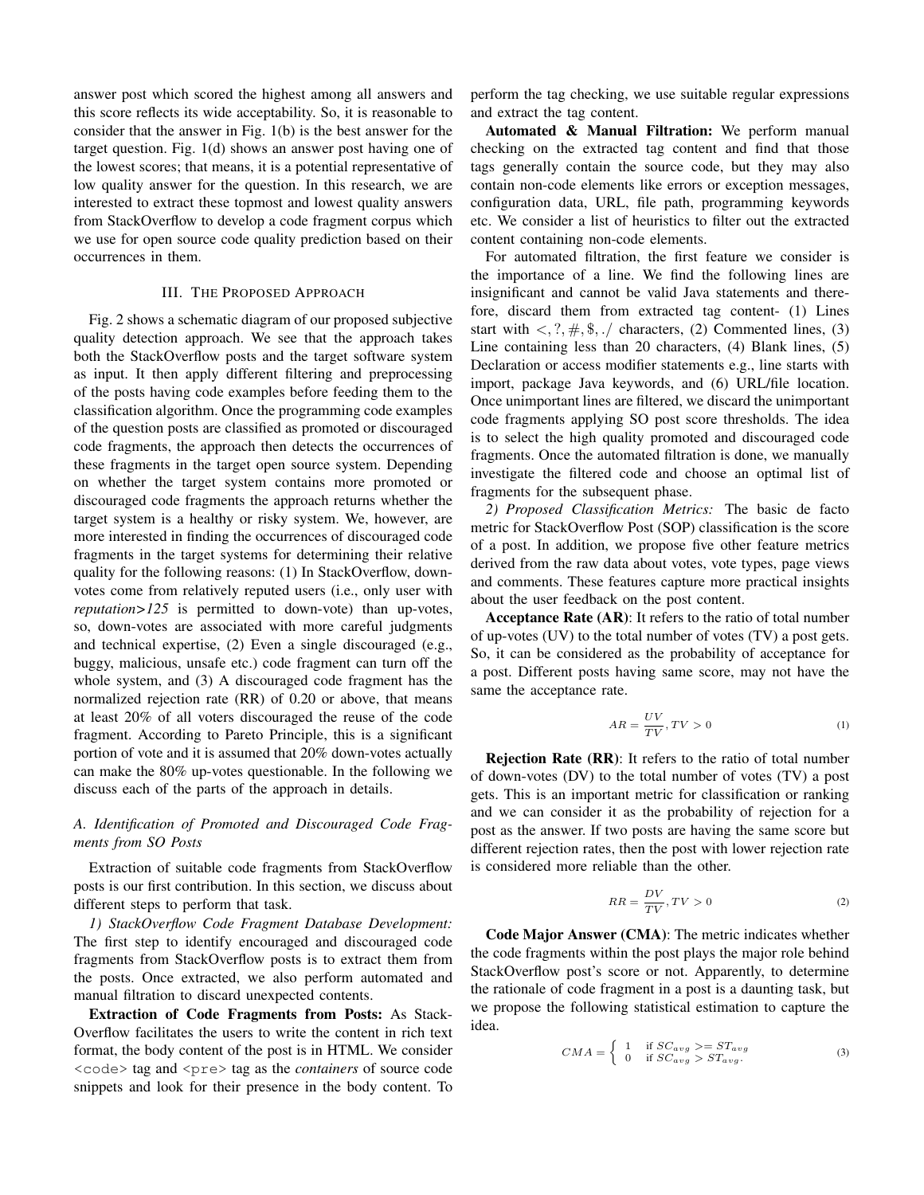answer post which scored the highest among all answers and this score reflects its wide acceptability. So, it is reasonable to consider that the answer in Fig. 1(b) is the best answer for the target question. Fig. 1(d) shows an answer post having one of the lowest scores; that means, it is a potential representative of low quality answer for the question. In this research, we are interested to extract these topmost and lowest quality answers from StackOverflow to develop a code fragment corpus which we use for open source code quality prediction based on their occurrences in them.

## III. The Proposed Approach

Fig. 2 shows a schematic diagram of our proposed subjective quality detection approach. We see that the approach takes both the StackOverflow posts and the target software system as input. It then apply different filtering and preprocessing of the posts having code examples before feeding them to the classification algorithm. Once the programming code examples of the question posts are classified as promoted or discouraged code fragments, the approach then detects the occurrences of these fragments in the target open source system. Depending on whether the target system contains more promoted or discouraged code fragments the approach returns whether the target system is a healthy or risky system. We, however, are more interested in finding the occurrences of discouraged code fragments in the target systems for determining their relative quality for the following reasons: (1) In StackOverflow, down-votes come from relatively reputed users (i.e., only user with *reputation>125* is permitted to down-vote) than up-votes, so, down-votes are associated with more careful judgments and technical expertise, (2) Even a single discouraged (e.g., buggy, malicious, unsafe etc.) code fragment can turn off the whole system, and (3) A discouraged code fragment has the normalized rejection rate (RR) of 0.20 or above, that means at least 20% of all voters discouraged the reuse of the code fragment. According to Pareto Principle, this is a significant portion of vote and it is assumed that 20% down-votes actually can make the 80% up-votes questionable. In the following we discuss each of the parts of the approach in details.

### A. Identification of Promoted and Discouraged Code Fragments from SO Posts

Extraction of suitable code fragments from StackOverflow posts is our first contribution. In this section, we discuss about different steps to perform that task.

*1) StackOverflow Code Fragment Database Development:* The first step to identify encouraged and discouraged code fragments from StackOverflow posts is to extract them from the posts. Once extracted, we also perform automated and manual filtration to discard unexpected contents.

**Extraction of Code Fragments from Posts:** As StackOverflow facilitates the users to write the content in rich text format, the body content of the post is in HTML. We consider `<code>` tag and `<pre>` tag as the *containers* of source code snippets and look for their presence in the body content. To perform the tag checking, we use suitable regular expressions and extract the tag content.

**Automated & Manual Filtration:** We perform manual checking on the extracted tag content and find that those tags generally contain the source code, but they may also contain non-code elements like errors or exception messages, configuration data, URL, file path, programming keywords etc. We consider a list of heuristics to filter out the extracted content containing non-code elements.

For automated filtration, the first feature we consider is the importance of a line. We find the following lines are insignificant and cannot be valid Java statements and therefore, discard them from extracted tag content- (1) Lines start with $<, ?, \#, \$, ./$ characters, (2) Commented lines, (3) Line containing less than 20 characters, (4) Blank lines, (5) Declaration or access modifier statements e.g., line starts with import, package Java keywords, and (6) URL/file location. Once unimportant lines are filtered, we discard the unimportant code fragments applying SO post score thresholds. The idea is to select the high quality promoted and discouraged code fragments. Once the automated filtration is done, we manually investigate the filtered code and choose an optimal list of fragments for the subsequent phase.

*2) Proposed Classification Metrics:* The basic de facto metric for StackOverflow Post (SOP) classification is the score of a post. In addition, we propose five other feature metrics derived from the raw data about votes, vote types, page views and comments. These features capture more practical insights about the user feedback on the post content.

**Acceptance Rate (AR)**: It refers to the ratio of total number of up-votes (UV) to the total number of votes (TV) a post gets. So, it can be considered as the probability of acceptance for a post. Different posts having same score, may not have the same the acceptance rate.

$$AR = \frac{UV}{TV}, TV > 0 \tag{1}$$

**Rejection Rate (RR)**: It refers to the ratio of total number of down-votes (DV) to the total number of votes (TV) a post gets. This is an important metric for classification or ranking and we can consider it as the probability of rejection for a post as the answer. If two posts are having the same score but different rejection rates, then the post with lower rejection rate is considered more reliable than the other.

$$RR = \frac{DV}{TV}, TV > 0 \tag{2}$$

**Code Major Answer (CMA)**: The metric indicates whether the code fragments within the post plays the major role behind StackOverflow post's score or not. Apparently, to determine the rationale of code fragment in a post is a daunting task, but we propose the following statistical estimation to capture the idea.

$$CMA = \begin{cases} 1 & \text{if } SC_{avg} >= ST_{avg} \\ 0 & \text{if } SC_{avg} > ST_{avg}. \end{cases} \tag{3}$$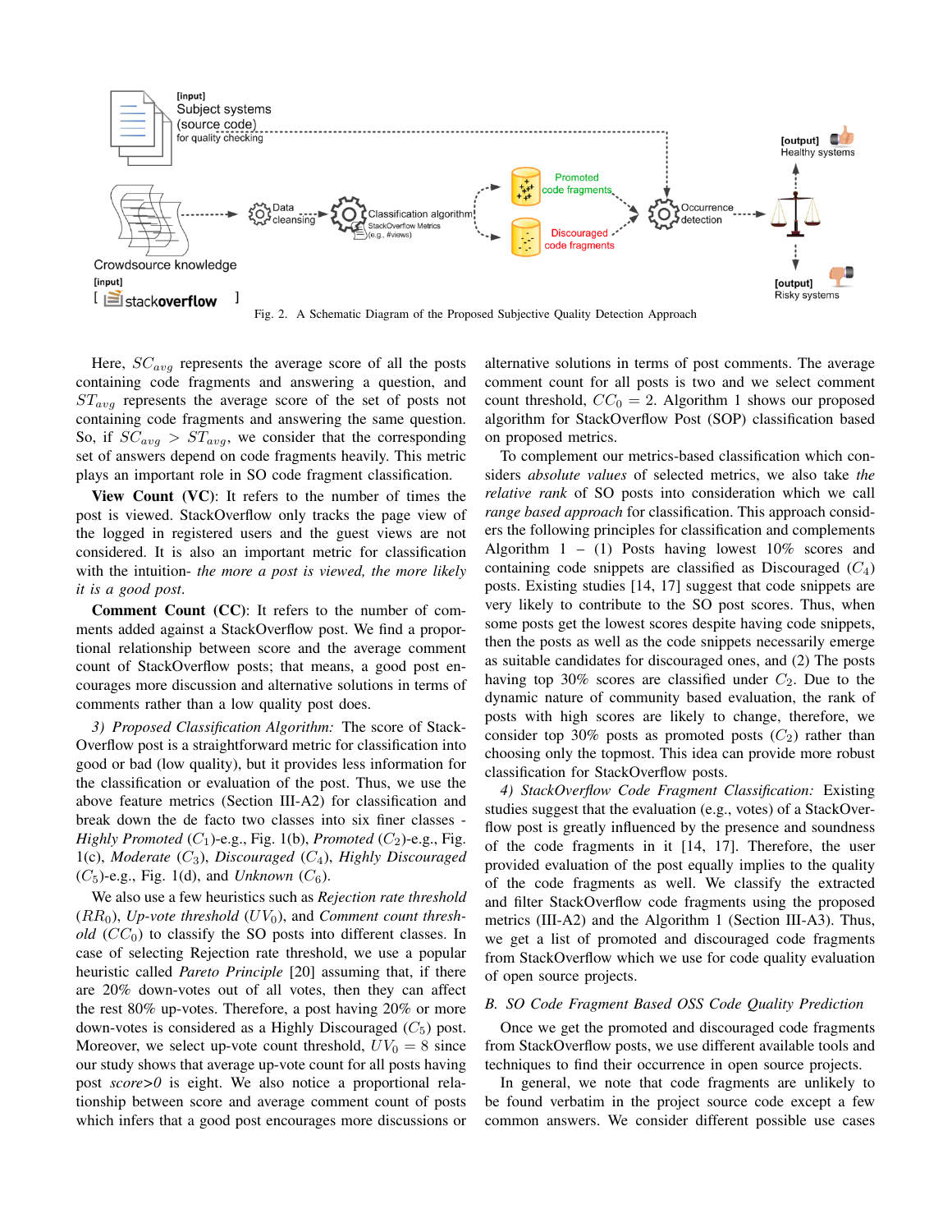Fig. 2. A Schematic Diagram of the Proposed Subjective Quality Detection Approach

Here, $SC_{avg}$ represents the average score of all the posts containing code fragments and answering a question, and $ST_{avg}$ represents the average score of the set of posts not containing code fragments and answering the same question. So, if $SC_{avg} > ST_{avg}$, we consider that the corresponding set of answers depend on code fragments heavily. This metric plays an important role in SO code fragment classification.

**View Count (VC)**: It refers to the number of times the post is viewed. StackOverflow only tracks the page view of the logged in registered users and the guest views are not considered. It is also an important metric for classification with the intuition- *the more a post is viewed, the more likely it is a good post*.

**Comment Count (CC)**: It refers to the number of comments added against a StackOverflow post. We find a proportional relationship between score and the average comment count of StackOverflow posts; that means, a good post encourages more discussion and alternative solutions in terms of comments rather than a low quality post does.

*3) Proposed Classification Algorithm:* The score of StackOverflow post is a straightforward metric for classification into good or bad (low quality), but it provides less information for the classification or evaluation of the post. Thus, we use the above feature metrics (Section III-A2) for classification and break down the de facto two classes into six finer classes - *Highly Promoted* ($C_1$)-e.g., Fig. 1(b), *Promoted* ($C_2$)-e.g., Fig. 1(c), *Moderate* ($C_3$), *Discouraged* ($C_4$), *Highly Discouraged* ($C_5$)-e.g., Fig. 1(d), and *Unknown* ($C_6$).

We also use a few heuristics such as *Rejection rate threshold* ($RR_0$), *Up-vote threshold* ($UV_0$), and *Comment count threshold* ($CC_0$) to classify the SO posts into different classes. In case of selecting Rejection rate threshold, we use a popular heuristic called *Pareto Principle* [20] assuming that, if there are 20% down-votes out of all votes, then they can affect the rest 80% up-votes. Therefore, a post having 20% or more down-votes is considered as a Highly Discouraged ($C_5$) post. Moreover, we select up-vote count threshold, $UV_0 = 8$ since our study shows that average up-vote count for all posts having post *score>0* is eight. We also notice a proportional relationship between score and average comment count of posts which infers that a good post encourages more discussions or alternative solutions in terms of post comments. The average comment count for all posts is two and we select comment count threshold, $CC_0 = 2$. Algorithm 1 shows our proposed algorithm for StackOverflow Post (SOP) classification based on proposed metrics.

To complement our metrics-based classification which considers *absolute values* of selected metrics, we also take *the relative rank* of SO posts into consideration which we call *range based approach* for classification. This approach considers the following principles for classification and complements Algorithm 1 – (1) Posts having lowest 10% scores and containing code snippets are classified as Discouraged ($C_4$) posts. Existing studies [14, 17] suggest that code snippets are very likely to contribute to the SO post scores. Thus, when some posts get the lowest scores despite having code snippets, then the posts as well as the code snippets necessarily emerge as suitable candidates for discouraged ones, and (2) The posts having top 30% scores are classified under $C_2$. Due to the dynamic nature of community based evaluation, the rank of posts with high scores are likely to change, therefore, we consider top 30% posts as promoted posts ($C_2$) rather than choosing only the topmost. This idea can provide more robust classification for StackOverflow posts.

*4) StackOverflow Code Fragment Classification:* Existing studies suggest that the evaluation (e.g., votes) of a StackOverflow post is greatly influenced by the presence and soundness of the code fragments in it [14, 17]. Therefore, the user provided evaluation of the post equally implies to the quality of the code fragments as well. We classify the extracted and filter StackOverflow code fragments using the proposed metrics (III-A2) and the Algorithm 1 (Section III-A3). Thus, we get a list of promoted and discouraged code fragments from StackOverflow which we use for code quality evaluation of open source projects.

### *B. SO Code Fragment Based OSS Code Quality Prediction*

Once we get the promoted and discouraged code fragments from StackOverflow posts, we use different available tools and techniques to find their occurrence in open source projects.

In general, we note that code fragments are unlikely to be found verbatim in the project source code except a few common answers. We consider different possible use cases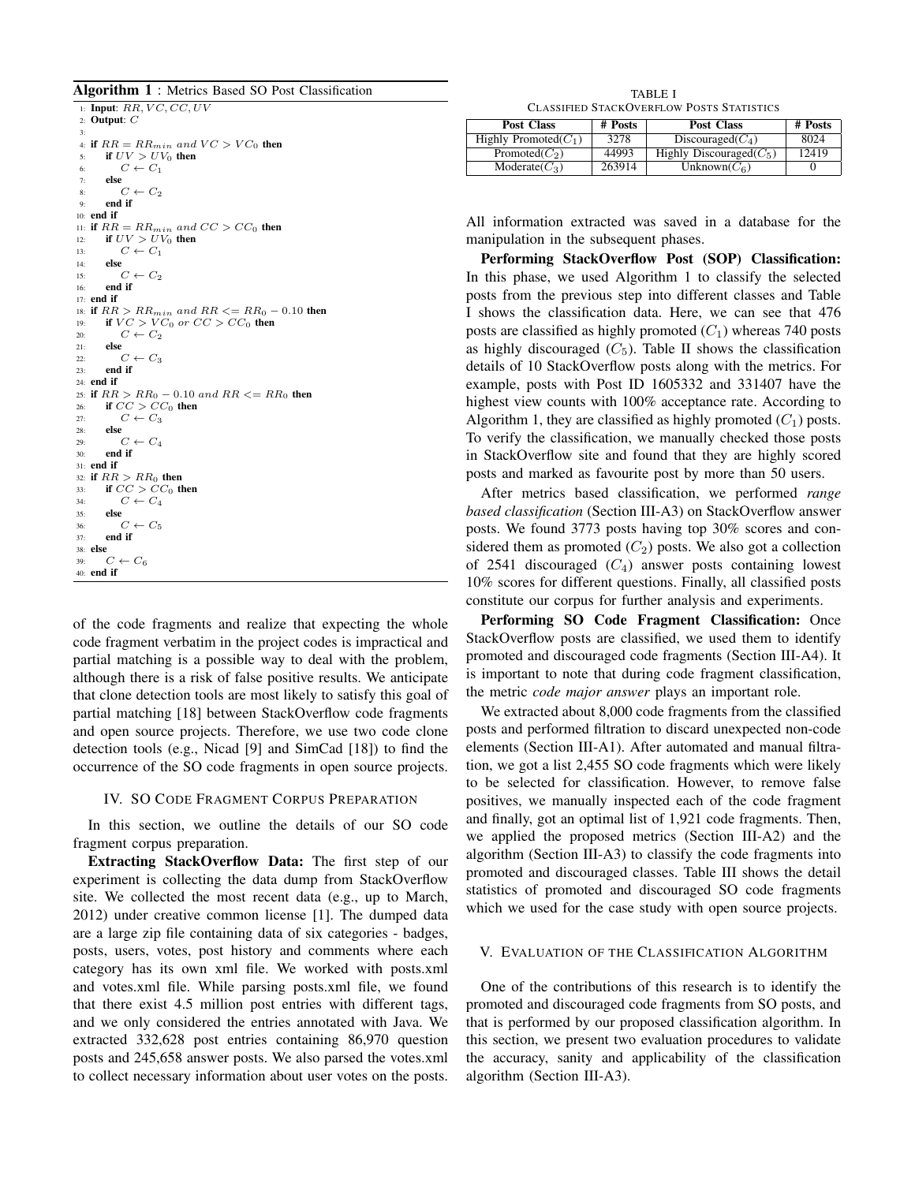**Algorithm 1** : Metrics Based SO Post Classification

```
1:  Input: RR, VC, CC, UV
2:  Output: C
3:
4:  if RR = RR_min and VC > VC_0 then
5:      if UV > UV_0 then
6:          C ← C_1
7:      else
8:          C ← C_2
9:      end if
10: end if
11: if RR = RR_min and CC > CC_0 then
12:     if UV > UV_0 then
13:         C ← C_1
14:     else
15:         C ← C_2
16:     end if
17: end if
18: if RR > RR_min and RR <= RR_0 − 0.10 then
19:     if VC > VC_0 or CC > CC_0 then
20:         C ← C_2
21:     else
22:         C ← C_3
23:     end if
24: end if
25: if RR > RR_0 − 0.10 and RR <= RR_0 then
26:     if CC > CC_0 then
27:         C ← C_3
28:     else
29:         C ← C_4
30:     end if
31: end if
32: if RR > RR_0 then
33:     if CC > CC_0 then
34:         C ← C_4
35:     else
36:         C ← C_5
37:     end if
38: else
39:     C ← C_6
40: end if
```

of the code fragments and realize that expecting the whole code fragment verbatim in the project codes is impractical and partial matching is a possible way to deal with the problem, although there is a risk of false positive results. We anticipate that clone detection tools are most likely to satisfy this goal of partial matching [18] between StackOverflow code fragments and open source projects. Therefore, we use two code clone detection tools (e.g., Nicad [9] and SimCad [18]) to find the occurrence of the SO code fragments in open source projects.

## IV. SO Code Fragment Corpus Preparation

In this section, we outline the details of our SO code fragment corpus preparation.

**Extracting StackOverflow Data:** The first step of our experiment is collecting the data dump from StackOverflow site. We collected the most recent data (e.g., up to March, 2012) under creative common license [1]. The dumped data are a large zip file containing data of six categories - badges, posts, users, votes, post history and comments where each category has its own xml file. We worked with posts.xml and votes.xml file. While parsing posts.xml file, we found that there exist 4.5 million post entries with different tags, and we only considered the entries annotated with Java. We extracted 332,628 post entries containing 86,970 question posts and 245,658 answer posts. We also parsed the votes.xml to collect necessary information about user votes on the posts.

TABLE I
Classified StackOverflow Posts Statistics

| Post Class | # Posts | Post Class | # Posts |
|---|---|---|---|
| Highly Promoted($C_1$) | 3278 | Discouraged($C_4$) | 8024 |
| Promoted($C_2$) | 44993 | Highly Discouraged($C_5$) | 12419 |
| Moderate($C_3$) | 263914 | Unknown($C_6$) | 0 |

All information extracted was saved in a database for the manipulation in the subsequent phases.

**Performing StackOverflow Post (SOP) Classification:** In this phase, we used Algorithm 1 to classify the selected posts from the previous step into different classes and Table I shows the classification data. Here, we can see that 476 posts are classified as highly promoted ($C_1$) whereas 740 posts as highly discouraged ($C_5$). Table II shows the classification details of 10 StackOverflow posts along with the metrics. For example, posts with Post ID 1605332 and 331407 have the highest view counts with 100% acceptance rate. According to Algorithm 1, they are classified as highly promoted ($C_1$) posts. To verify the classification, we manually checked those posts in StackOverflow site and found that they are highly scored posts and marked as favourite post by more than 50 users.

After metrics based classification, we performed *range based classification* (Section III-A3) on StackOverflow answer posts. We found 3773 posts having top 30% scores and considered them as promoted ($C_2$) posts. We also got a collection of 2541 discouraged ($C_4$) answer posts containing lowest 10% scores for different questions. Finally, all classified posts constitute our corpus for further analysis and experiments.

**Performing SO Code Fragment Classification:** Once StackOverflow posts are classified, we used them to identify promoted and discouraged code fragments (Section III-A4). It is important to note that during code fragment classification, the metric *code major answer* plays an important role.

We extracted about 8,000 code fragments from the classified posts and performed filtration to discard unexpected non-code elements (Section III-A1). After automated and manual filtration, we got a list 2,455 SO code fragments which were likely to be selected for classification. However, to remove false positives, we manually inspected each of the code fragment and finally, got an optimal list of 1,921 code fragments. Then, we applied the proposed metrics (Section III-A2) and the algorithm (Section III-A3) to classify the code fragments into promoted and discouraged classes. Table III shows the detail statistics of promoted and discouraged SO code fragments which we used for the case study with open source projects.

## V. Evaluation of the Classification Algorithm

One of the contributions of this research is to identify the promoted and discouraged code fragments from SO posts, and that is performed by our proposed classification algorithm. In this section, we present two evaluation procedures to validate the accuracy, sanity and applicability of the classification algorithm (Section III-A3).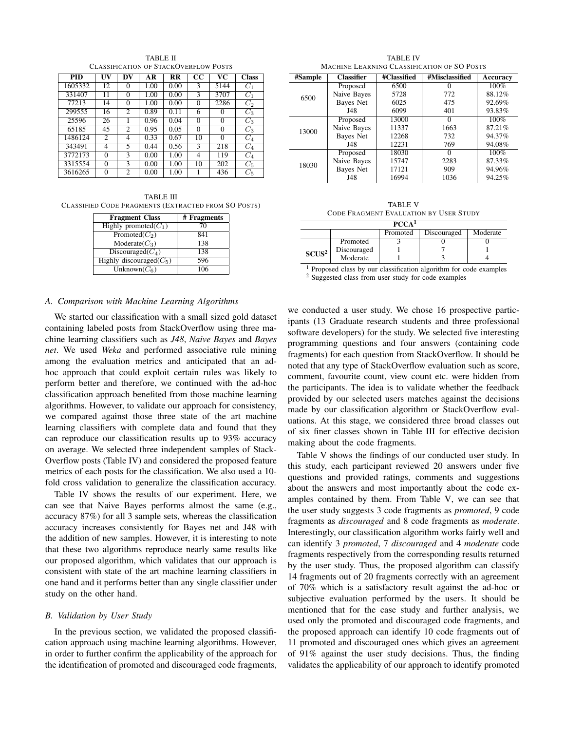TABLE II
CLASSIFICATION OF STACKOVERFLOW POSTS

| PID | UV | DV | AR | RR | CC | VC | Class |
|---|---|---|---|---|---|---|---|
| 1605332 | 12 | 0 | 1.00 | 0.00 | 3 | 5144 | $C_1$ |
| 331407 | 11 | 0 | 1.00 | 0.00 | 3 | 3707 | $C_1$ |
| 77213 | 14 | 0 | 1.00 | 0.00 | 0 | 2286 | $C_2$ |
| 299555 | 16 | 2 | 0.89 | 0.11 | 6 | 0 | $C_3$ |
| 25596 | 26 | 1 | 0.96 | 0.04 | 0 | 0 | $C_3$ |
| 65185 | 45 | 2 | 0.95 | 0.05 | 0 | 0 | $C_3$ |
| 1486124 | 2 | 4 | 0.33 | 0.67 | 10 | 0 | $C_4$ |
| 343491 | 4 | 5 | 0.44 | 0.56 | 3 | 218 | $C_4$ |
| 3772173 | 0 | 3 | 0.00 | 1.00 | 4 | 119 | $C_4$ |
| 3315554 | 0 | 3 | 0.00 | 1.00 | 10 | 202 | $C_5$ |
| 3616265 | 0 | 2 | 0.00 | 1.00 | 1 | 436 | $C_5$ |

TABLE III
CLASSIFIED CODE FRAGMENTS (EXTRACTED FROM SO POSTS)

| Fragment Class | # Fragments |
|---|---|
| Highly promoted($C_1$) | 70 |
| Promoted($C_2$) | 841 |
| Moderate($C_3$) | 138 |
| Discouraged($C_4$) | 138 |
| Highly discouraged($C_5$) | 596 |
| Unknown($C_6$) | 106 |

TABLE IV
MACHINE LEARNING CLASSIFICATION OF SO POSTS

| #Sample | Classifier | #Classified | #Misclassified | Accuracy |
|---|---|---|---|---|
| 6500 | Proposed | 6500 | 0 | 100% |
| | Naive Bayes | 5728 | 772 | 88.12% |
| | Bayes Net | 6025 | 475 | 92.69% |
| | J48 | 6099 | 401 | 93.83% |
| 13000 | Proposed | 13000 | 0 | 100% |
| | Naive Bayes | 11337 | 1663 | 87.21% |
| | Bayes Net | 12268 | 732 | 94.37% |
| | J48 | 12231 | 769 | 94.08% |
| 18030 | Proposed | 18030 | 0 | 100% |
| | Naive Bayes | 15747 | 2283 | 87.33% |
| | Bayes Net | 17121 | 909 | 94.96% |
| | J48 | 16994 | 1036 | 94.25% |

TABLE V
CODE FRAGMENT EVALUATION BY USER STUDY

| | | PCCA[1] | | |
|---|---|---|---|---|
| | | Promoted | Discouraged | Moderate |
| SCUS[2] | Promoted | 3 | 0 | 0 |
| | Discouraged | 1 | 7 | 1 |
| | Moderate | 1 | 3 | 4 |

[1] Proposed class by our classification algorithm for code examples
[2] Suggested class from user study for code examples

### A. Comparison with Machine Learning Algorithms

We started our classification with a small sized gold dataset containing labeled posts from StackOverflow using three machine learning classifiers such as *J48*, *Naive Bayes* and *Bayes net*. We used *Weka* and performed associative rule mining among the evaluation metrics and anticipated that an ad-hoc approach that could exploit certain rules was likely to perform better and therefore, we continued with the ad-hoc classification approach benefited from those machine learning algorithms. However, to validate our approach for consistency, we compared against those three state of the art machine learning classifiers with complete data and found that they can reproduce our classification results up to 93% accuracy on average. We selected three independent samples of StackOverflow posts (Table IV) and considered the proposed feature metrics of each posts for the classification. We also used a 10-fold cross validation to generalize the classification accuracy.

Table IV shows the results of our experiment. Here, we can see that Naive Bayes performs almost the same (e.g., accuracy 87%) for all 3 sample sets, whereas the classification accuracy increases consistently for Bayes net and J48 with the addition of new samples. However, it is interesting to note that these two algorithms reproduce nearly same results like our proposed algorithm, which validates that our approach is consistent with state of the art machine learning classifiers in one hand and it performs better than any single classifier under study on the other hand.

### B. Validation by User Study

In the previous section, we validated the proposed classification approach using machine learning algorithms. However, in order to further confirm the applicability of the approach for the identification of promoted and discouraged code fragments, we conducted a user study. We chose 16 prospective participants (13 Graduate research students and three professional software developers) for the study. We selected five interesting programming questions and four answers (containing code fragments) for each question from StackOverflow. It should be noted that any type of StackOverflow evaluation such as score, comment, favourite count, view count etc. were hidden from the participants. The idea is to validate whether the feedback provided by our selected users matches against the decisions made by our classification algorithm or StackOverflow evaluations. At this stage, we considered three broad classes out of six finer classes shown in Table III for effective decision making about the code fragments.

Table V shows the findings of our conducted user study. In this study, each participant reviewed 20 answers under five questions and provided ratings, comments and suggestions about the answers and most importantly about the code examples contained by them. From Table V, we can see that the user study suggests 3 code fragments as *promoted*, 9 code fragments as *discouraged* and 8 code fragments as *moderate*. Interestingly, our classification algorithm works fairly well and can identify 3 *promoted*, 7 *discouraged* and 4 *moderate* code fragments respectively from the corresponding results returned by the user study. Thus, the proposed algorithm can classify 14 fragments out of 20 fragments correctly with an agreement of 70% which is a satisfactory result against the ad-hoc or subjective evaluation performed by the users. It should be mentioned that for the case study and further analysis, we used only the promoted and discouraged code fragments, and the proposed approach can identify 10 code fragments out of 11 promoted and discouraged ones which gives an agreement of 91% against the user study decisions. Thus, the finding validates the applicability of our approach to identify promoted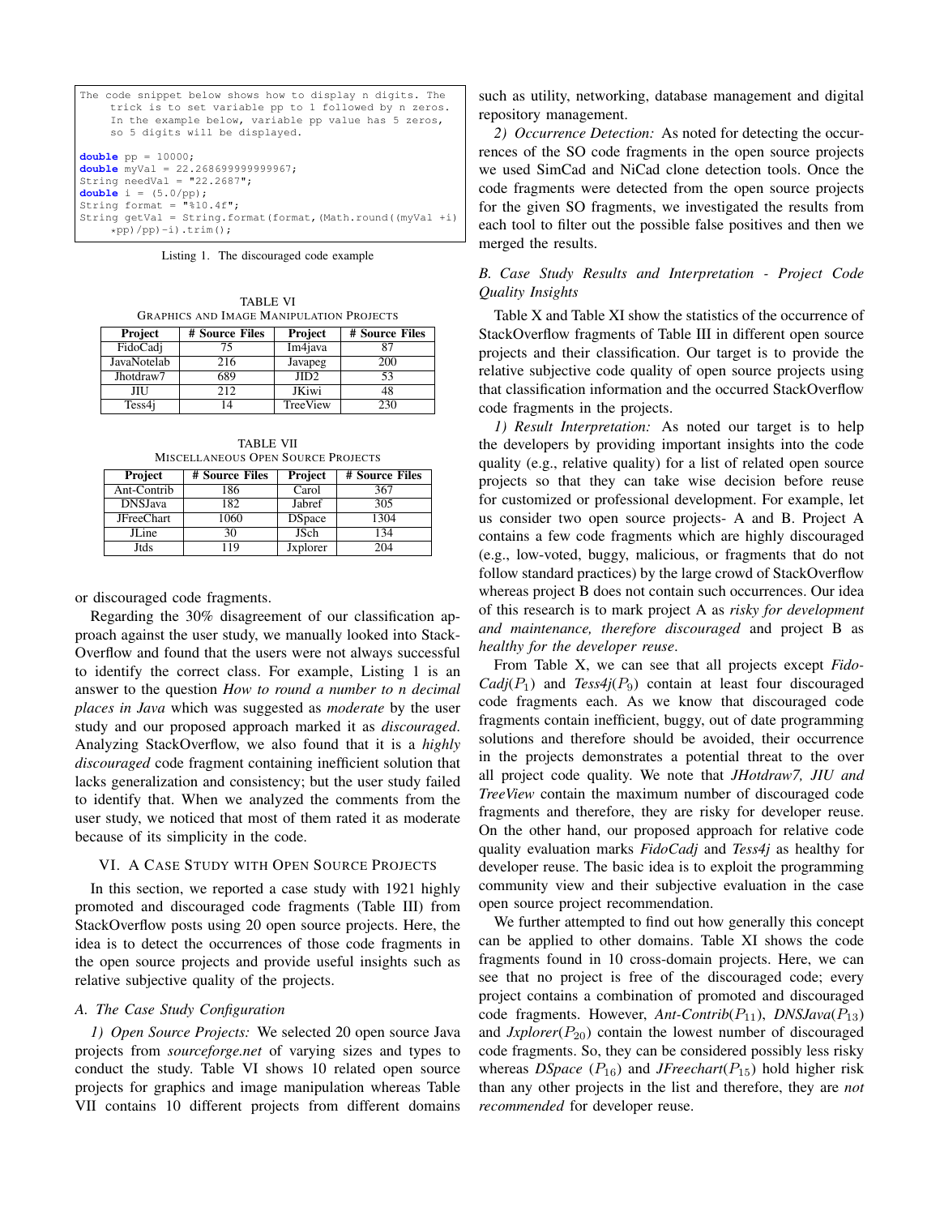```
The code snippet below shows how to display n digits. The
     trick is to set variable pp to 1 followed by n zeros.
     In the example below, variable pp value has 5 zeros,
     so 5 digits will be displayed.

double pp = 10000;
double myVal = 22.268699999999967;
String needVal = "22.2687";
double i = (5.0/pp);
String format = "%10.4f";
String getVal = String.format(format,(Math.round((myVal +i)
     *pp)/pp)-i).trim();
```

Listing 1. The discouraged code example

TABLE VI
GRAPHICS AND IMAGE MANIPULATION PROJECTS

| Project | # Source Files | Project | # Source Files |
|---|---|---|---|
| FidoCadj | 75 | Im4java | 87 |
| JavaNotelab | 216 | Javapeg | 200 |
| Jhotdraw7 | 689 | JID2 | 53 |
| JIU | 212 | JKiwi | 48 |
| Tess4j | 14 | TreeView | 230 |

TABLE VII
MISCELLANEOUS OPEN SOURCE PROJECTS

| Project | # Source Files | Project | # Source Files |
|---|---|---|---|
| Ant-Contrib | 186 | Carol | 367 |
| DNSJava | 182 | Jabref | 305 |
| JFreeChart | 1060 | DSpace | 1304 |
| JLine | 30 | JSch | 134 |
| Jtds | 119 | Jxplorer | 204 |

or discouraged code fragments.

Regarding the 30% disagreement of our classification approach against the user study, we manually looked into StackOverflow and found that the users were not always successful to identify the correct class. For example, Listing 1 is an answer to the question *How to round a number to n decimal places in Java* which was suggested as *moderate* by the user study and our proposed approach marked it as *discouraged*. Analyzing StackOverflow, we also found that it is a *highly discouraged* code fragment containing inefficient solution that lacks generalization and consistency; but the user study failed to identify that. When we analyzed the comments from the user study, we noticed that most of them rated it as moderate because of its simplicity in the code.

## VI. A CASE STUDY WITH OPEN SOURCE PROJECTS

In this section, we reported a case study with 1921 highly promoted and discouraged code fragments (Table III) from StackOverflow posts using 20 open source projects. Here, the idea is to detect the occurrences of those code fragments in the open source projects and provide useful insights such as relative subjective quality of the projects.

### A. The Case Study Configuration

*1) Open Source Projects:* We selected 20 open source Java projects from *sourceforge.net* of varying sizes and types to conduct the study. Table VI shows 10 related open source projects for graphics and image manipulation whereas Table VII contains 10 different projects from different domains such as utility, networking, database management and digital repository management.

*2) Occurrence Detection:* As noted for detecting the occurrences of the SO code fragments in the open source projects we used SimCad and NiCad clone detection tools. Once the code fragments were detected from the open source projects for the given SO fragments, we investigated the results from each tool to filter out the possible false positives and then we merged the results.

### B. Case Study Results and Interpretation - Project Code Quality Insights

Table X and Table XI show the statistics of the occurrence of StackOverflow fragments of Table III in different open source projects and their classification. Our target is to provide the relative subjective code quality of open source projects using that classification information and the occurred StackOverflow code fragments in the projects.

*1) Result Interpretation:* As noted our target is to help the developers by providing important insights into the code quality (e.g., relative quality) for a list of related open source projects so that they can take wise decision before reuse for customized or professional development. For example, let us consider two open source projects- A and B. Project A contains a few code fragments which are highly discouraged (e.g., low-voted, buggy, malicious, or fragments that do not follow standard practices) by the large crowd of StackOverflow whereas project B does not contain such occurrences. Our idea of this research is to mark project A as *risky for development and maintenance, therefore discouraged* and project B as *healthy for the developer reuse*.

From Table X, we can see that all projects except *FidoCadj*($P_1$) and *Tess4j*($P_9$) contain at least four discouraged code fragments each. As we know that discouraged code fragments contain inefficient, buggy, out of date programming solutions and therefore should be avoided, their occurrence in the projects demonstrates a potential threat to the over all project code quality. We note that *JHotdraw7, JIU and TreeView* contain the maximum number of discouraged code fragments and therefore, they are risky for developer reuse. On the other hand, our proposed approach for relative code quality evaluation marks *FidoCadj* and *Tess4j* as healthy for developer reuse. The basic idea is to exploit the programming community view and their subjective evaluation in the case open source project recommendation.

We further attempted to find out how generally this concept can be applied to other domains. Table XI shows the code fragments found in 10 cross-domain projects. Here, we can see that no project is free of the discouraged code; every project contains a combination of promoted and discouraged code fragments. However, *Ant-Contrib*($P_{11}$), *DNSJava*($P_{13}$) and *Jxplorer*($P_{20}$) contain the lowest number of discouraged code fragments. So, they can be considered possibly less risky whereas *DSpace* ($P_{16}$) and *JFreechart*($P_{15}$) hold higher risk than any other projects in the list and therefore, they are *not recommended* for developer reuse.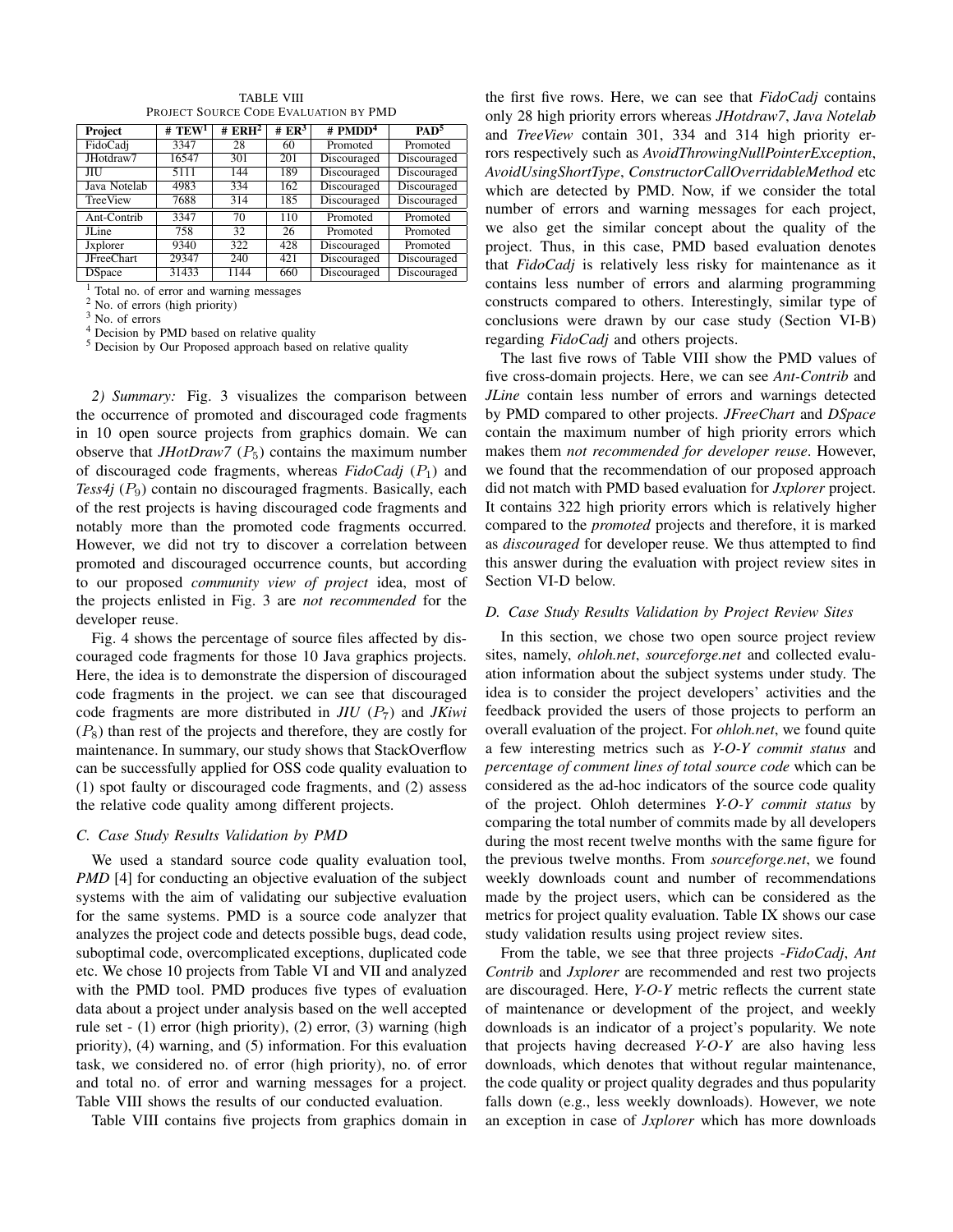TABLE VIII
PROJECT SOURCE CODE EVALUATION BY PMD

| Project | # TEW[1] | # ERH[2] | # ER[3] | # PMDD[4] | PAD[5] |
|---|---|---|---|---|---|
| FidoCadj | 3347 | 28 | 60 | Promoted | Promoted |
| JHotdraw7 | 16547 | 301 | 201 | Discouraged | Discouraged |
| JIU | 5111 | 144 | 189 | Discouraged | Discouraged |
| Java Notelab | 4983 | 334 | 162 | Discouraged | Discouraged |
| TreeView | 7688 | 314 | 185 | Discouraged | Discouraged |
| Ant-Contrib | 3347 | 70 | 110 | Promoted | Promoted |
| JLine | 758 | 32 | 26 | Promoted | Promoted |
| Jxplorer | 9340 | 322 | 428 | Discouraged | Promoted |
| JFreeChart | 29347 | 240 | 421 | Discouraged | Discouraged |
| DSpace | 31433 | 1144 | 660 | Discouraged | Discouraged |

[1] Total no. of error and warning messages
[2] No. of errors (high priority)
[3] No. of errors
[4] Decision by PMD based on relative quality
[5] Decision by Our Proposed approach based on relative quality

*2) Summary:* Fig. 3 visualizes the comparison between the occurrence of promoted and discouraged code fragments in 10 open source projects from graphics domain. We can observe that *JHotDraw7* ($P_5$) contains the maximum number of discouraged code fragments, whereas *FidoCadj* ($P_1$) and *Tess4j* ($P_9$) contain no discouraged fragments. Basically, each of the rest projects is having discouraged code fragments and notably more than the promoted code fragments occurred. However, we did not try to discover a correlation between promoted and discouraged occurrence counts, but according to our proposed *community view of project* idea, most of the projects enlisted in Fig. 3 are *not recommended* for the developer reuse.

Fig. 4 shows the percentage of source files affected by discouraged code fragments for those 10 Java graphics projects. Here, the idea is to demonstrate the dispersion of discouraged code fragments in the project. we can see that discouraged code fragments are more distributed in *JIU* ($P_7$) and *JKiwi* ($P_8$) than rest of the projects and therefore, they are costly for maintenance. In summary, our study shows that StackOverflow can be successfully applied for OSS code quality evaluation to (1) spot faulty or discouraged code fragments, and (2) assess the relative code quality among different projects.

### C. Case Study Results Validation by PMD

We used a standard source code quality evaluation tool, *PMD* [4] for conducting an objective evaluation of the subject systems with the aim of validating our subjective evaluation for the same systems. PMD is a source code analyzer that analyzes the project code and detects possible bugs, dead code, suboptimal code, overcomplicated exceptions, duplicated code etc. We chose 10 projects from Table VI and VII and analyzed with the PMD tool. PMD produces five types of evaluation data about a project under analysis based on the well accepted rule set - (1) error (high priority), (2) error, (3) warning (high priority), (4) warning, and (5) information. For this evaluation task, we considered no. of error (high priority), no. of error and total no. of error and warning messages for a project. Table VIII shows the results of our conducted evaluation.

Table VIII contains five projects from graphics domain in the first five rows. Here, we can see that *FidoCadj* contains only 28 high priority errors whereas *JHotdraw7*, *Java Notelab* and *TreeView* contain 301, 334 and 314 high priority errors respectively such as *AvoidThrowingNullPointerException*, *AvoidUsingShortType*, *ConstructorCallOverridableMethod* etc which are detected by PMD. Now, if we consider the total number of errors and warning messages for each project, we also get the similar concept about the quality of the project. Thus, in this case, PMD based evaluation denotes that *FidoCadj* is relatively less risky for maintenance as it contains less number of errors and alarming programming constructs compared to others. Interestingly, similar type of conclusions were drawn by our case study (Section VI-B) regarding *FidoCadj* and others projects.

The last five rows of Table VIII show the PMD values of five cross-domain projects. Here, we can see *Ant-Contrib* and *JLine* contain less number of errors and warnings detected by PMD compared to other projects. *JFreeChart* and *DSpace* contain the maximum number of high priority errors which makes them *not recommended for developer reuse*. However, we found that the recommendation of our proposed approach did not match with PMD based evaluation for *Jxplorer* project. It contains 322 high priority errors which is relatively higher compared to the *promoted* projects and therefore, it is marked as *discouraged* for developer reuse. We thus attempted to find this answer during the evaluation with project review sites in Section VI-D below.

### D. Case Study Results Validation by Project Review Sites

In this section, we chose two open source project review sites, namely, *ohloh.net*, *sourceforge.net* and collected evaluation information about the subject systems under study. The idea is to consider the project developers' activities and the feedback provided the users of those projects to perform an overall evaluation of the project. For *ohloh.net*, we found quite a few interesting metrics such as *Y-O-Y commit status* and *percentage of comment lines of total source code* which can be considered as the ad-hoc indicators of the source code quality of the project. Ohloh determines *Y-O-Y commit status* by comparing the total number of commits made by all developers during the most recent twelve months with the same figure for the previous twelve months. From *sourceforge.net*, we found weekly downloads count and number of recommendations made by the project users, which can be considered as the metrics for project quality evaluation. Table IX shows our case study validation results using project review sites.

From the table, we see that three projects -*FidoCadj*, *Ant Contrib* and *Jxplorer* are recommended and rest two projects are discouraged. Here, *Y-O-Y* metric reflects the current state of maintenance or development of the project, and weekly downloads is an indicator of a project's popularity. We note that projects having decreased *Y-O-Y* are also having less downloads, which denotes that without regular maintenance, the code quality or project quality degrades and thus popularity falls down (e.g., less weekly downloads). However, we note an exception in case of *Jxplorer* which has more downloads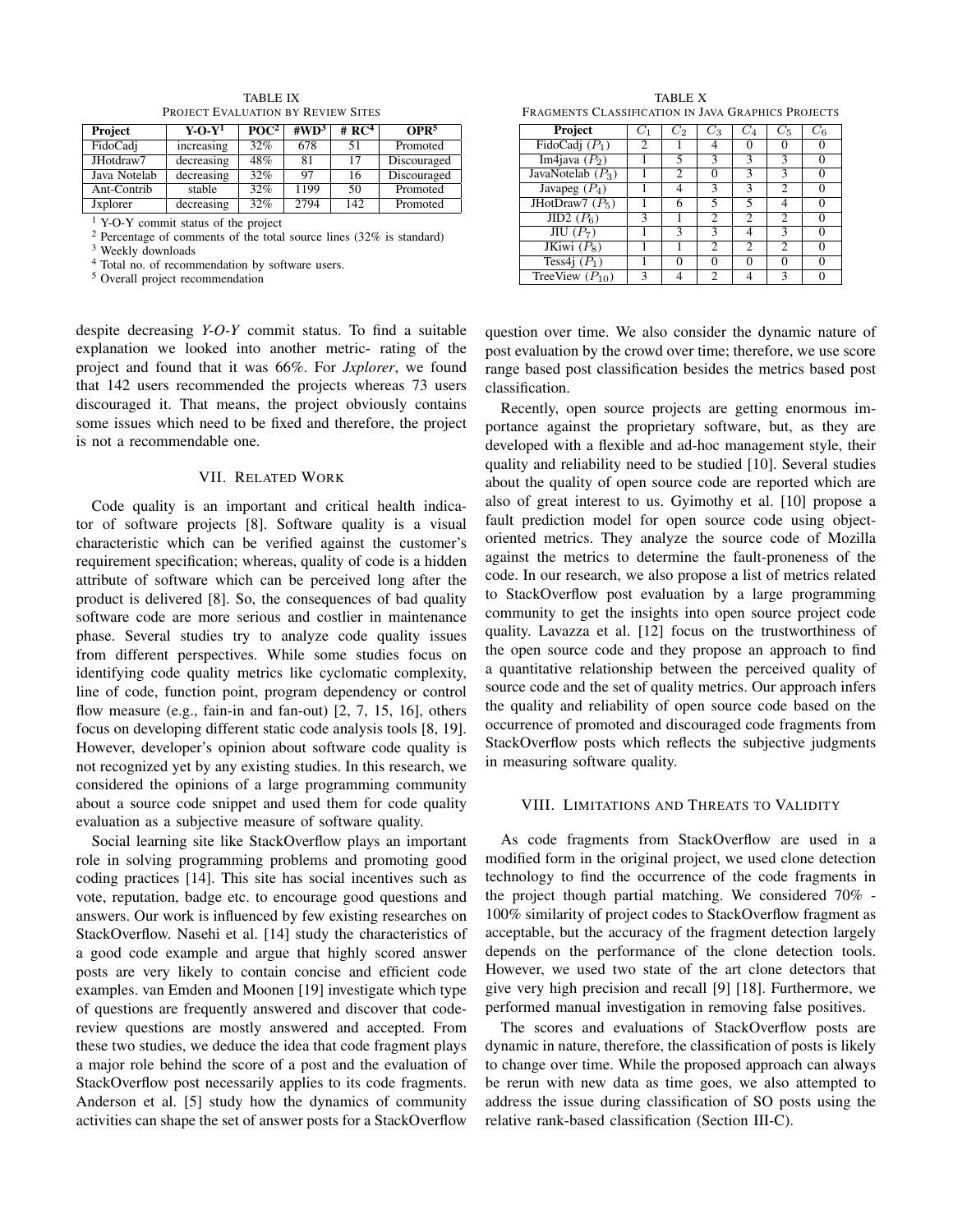TABLE IX
PROJECT EVALUATION BY REVIEW SITES

| Project | Y-O-Y[1] | POC[2] | #WD[3] | # RC[4] | OPR[5] |
|---|---|---|---|---|---|
| FidoCadj | increasing | 32% | 678 | 51 | Promoted |
| JHotdraw7 | decreasing | 48% | 81 | 17 | Discouraged |
| Java Notelab | decreasing | 32% | 97 | 16 | Discouraged |
| Ant-Contrib | stable | 32% | 1199 | 50 | Promoted |
| Jxplorer | decreasing | 32% | 2794 | 142 | Promoted |

[1] Y-O-Y commit status of the project
[2] Percentage of comments of the total source lines (32% is standard)
[3] Weekly downloads
[4] Total no. of recommendation by software users.
[5] Overall project recommendation

TABLE X
FRAGMENTS CLASSIFICATION IN JAVA GRAPHICS PROJECTS

| Project | $C_1$ | $C_2$ | $C_3$ | $C_4$ | $C_5$ | $C_6$ |
|---|---|---|---|---|---|---|
| FidoCadj ($P_1$) | 2 | 1 | 4 | 0 | 0 | 0 |
| Im4java ($P_2$) | 1 | 5 | 3 | 3 | 3 | 0 |
| JavaNotelab ($P_3$) | 1 | 2 | 0 | 3 | 3 | 0 |
| Javapeg ($P_4$) | 1 | 4 | 3 | 3 | 2 | 0 |
| JHotDraw7 ($P_5$) | 1 | 6 | 5 | 5 | 4 | 0 |
| JID2 ($P_6$) | 3 | 1 | 2 | 2 | 2 | 0 |
| JIU ($P_7$) | 1 | 3 | 3 | 4 | 3 | 0 |
| JKiwi ($P_8$) | 1 | 1 | 2 | 2 | 2 | 0 |
| Tess4j ($P_1$) | 1 | 0 | 0 | 0 | 0 | 0 |
| TreeView ($P_{10}$) | 3 | 4 | 2 | 4 | 3 | 0 |

despite decreasing *Y-O-Y* commit status. To find a suitable explanation we looked into another metric- rating of the project and found that it was 66%. For *Jxplorer*, we found that 142 users recommended the projects whereas 73 users discouraged it. That means, the project obviously contains some issues which need to be fixed and therefore, the project is not a recommendable one.

## VII. Related Work

Code quality is an important and critical health indicator of software projects [8]. Software quality is a visual characteristic which can be verified against the customer's requirement specification; whereas, quality of code is a hidden attribute of software which can be perceived long after the product is delivered [8]. So, the consequences of bad quality software code are more serious and costlier in maintenance phase. Several studies try to analyze code quality issues from different perspectives. While some studies focus on identifying code quality metrics like cyclomatic complexity, line of code, function point, program dependency or control flow measure (e.g., fain-in and fan-out) [2, 7, 15, 16], others focus on developing different static code analysis tools [8, 19]. However, developer's opinion about software code quality is not recognized yet by any existing studies. In this research, we considered the opinions of a large programming community about a source code snippet and used them for code quality evaluation as a subjective measure of software quality.

Social learning site like StackOverflow plays an important role in solving programming problems and promoting good coding practices [14]. This site has social incentives such as vote, reputation, badge etc. to encourage good questions and answers. Our work is influenced by few existing researches on StackOverflow. Nasehi et al. [14] study the characteristics of a good code example and argue that highly scored answer posts are very likely to contain concise and efficient code examples. van Emden and Moonen [19] investigate which type of questions are frequently answered and discover that code-review questions are mostly answered and accepted. From these two studies, we deduce the idea that code fragment plays a major role behind the score of a post and the evaluation of StackOverflow post necessarily applies to its code fragments. Anderson et al. [5] study how the dynamics of community activities can shape the set of answer posts for a StackOverflow question over time. We also consider the dynamic nature of post evaluation by the crowd over time; therefore, we use score range based post classification besides the metrics based post classification.

Recently, open source projects are getting enormous importance against the proprietary software, but, as they are developed with a flexible and ad-hoc management style, their quality and reliability need to be studied [10]. Several studies about the quality of open source code are reported which are also of great interest to us. Gyimothy et al. [10] propose a fault prediction model for open source code using object-oriented metrics. They analyze the source code of Mozilla against the metrics to determine the fault-proneness of the code. In our research, we also propose a list of metrics related to StackOverflow post evaluation by a large programming community to get the insights into open source project code quality. Lavazza et al. [12] focus on the trustworthiness of the open source code and they propose an approach to find a quantitative relationship between the perceived quality of source code and the set of quality metrics. Our approach infers the quality and reliability of open source code based on the occurrence of promoted and discouraged code fragments from StackOverflow posts which reflects the subjective judgments in measuring software quality.

## VIII. Limitations and Threats to Validity

As code fragments from StackOverflow are used in a modified form in the original project, we used clone detection technology to find the occurrence of the code fragments in the project though partial matching. We considered 70% - 100% similarity of project codes to StackOverflow fragment as acceptable, but the accuracy of the fragment detection largely depends on the performance of the clone detection tools. However, we used two state of the art clone detectors that give very high precision and recall [9] [18]. Furthermore, we performed manual investigation in removing false positives.

The scores and evaluations of StackOverflow posts are dynamic in nature, therefore, the classification of posts is likely to change over time. While the proposed approach can always be rerun with new data as time goes, we also attempted to address the issue during classification of SO posts using the relative rank-based classification (Section III-C).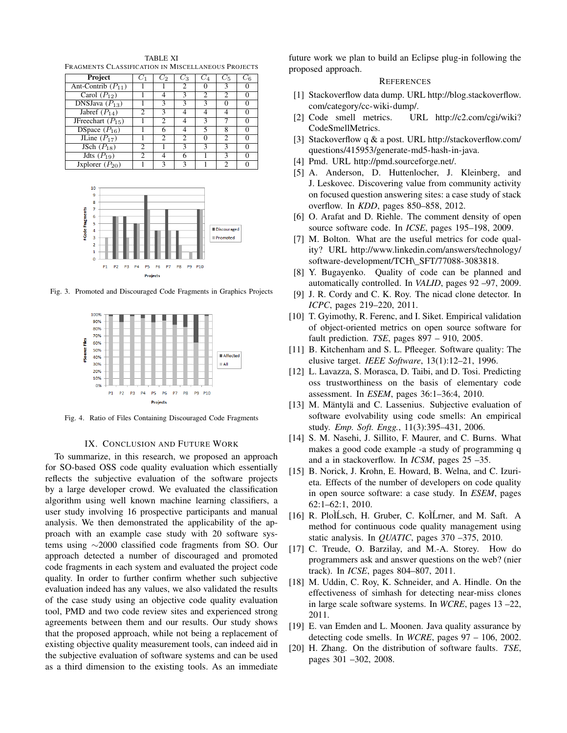TABLE XI
FRAGMENTS CLASSIFICATION IN MISCELLANEOUS PROJECTS

| Project | $C_1$ | $C_2$ | $C_3$ | $C_4$ | $C_5$ | $C_6$ |
|---|---|---|---|---|---|---|
| Ant-Contrib ($P_{11}$) | 1 | 1 | 2 | 0 | 3 | 0 |
| Carol ($P_{12}$) | 1 | 4 | 3 | 2 | 2 | 0 |
| DNSJava ($P_{13}$) | 1 | 3 | 3 | 3 | 0 | 0 |
| Jabref ($P_{14}$) | 2 | 3 | 4 | 4 | 4 | 0 |
| JFreechart ($P_{15}$) | 1 | 2 | 4 | 3 | 7 | 0 |
| DSpace ($P_{16}$) | 1 | 6 | 4 | 5 | 8 | 0 |
| JLine ($P_{17}$) | 1 | 2 | 2 | 0 | 2 | 0 |
| JSch ($P_{18}$) | 2 | 1 | 3 | 3 | 3 | 0 |
| Jdts ($P_{19}$) | 2 | 4 | 6 | 1 | 3 | 0 |
| Jxplorer ($P_{20}$) | 1 | 3 | 3 | 1 | 2 | 0 |

#Code Fragments
10
9
8
7
6
5
4
3
2
1
0
P1 P2 P3 P4 P5 P6 P7 P8 P9 P10
Projects
Discouraged
Promoted

Fig. 3. Promoted and Discouraged Code Fragments in Graphics Projects

#Source Files
100%
90%
80%
70%
60%
50%
40%
30%
20%
10%
0%
P1 P2 P3 P4 P5 P6 P7 P8 P9 P10
Projects
Affected
All

Fig. 4. Ratio of Files Containing Discouraged Code Fragments

## IX. CONCLUSION AND FUTURE WORK

To summarize, in this research, we proposed an approach for SO-based OSS code quality evaluation which essentially reflects the subjective evaluation of the software projects by a large developer crowd. We evaluated the classification algorithm using well known machine learning classifiers, a user study involving 16 prospective participants and manual analysis. We then demonstrated the applicability of the approach with an example case study with 20 software systems using ∼2000 classified code fragments from SO. Our approach detected a number of discouraged and promoted code fragments in each system and evaluated the project code quality. In order to further confirm whether such subjective evaluation indeed has any values, we also validated the results of the case study using an objective code quality evaluation tool, PMD and two code review sites and experienced strong agreements between them and our results. Our study shows that the proposed approach, while not being a replacement of existing objective quality measurement tools, can indeed aid in the subjective evaluation of software systems and can be used as a third dimension to the existing tools. As an immediate future work we plan to build an Eclipse plug-in following the proposed approach.

## REFERENCES

[1] Stackoverflow data dump. URL http://blog.stackoverflow.com/category/cc-wiki-dump/.

[2] Code smell metrics. URL http://c2.com/cgi/wiki?CodeSmellMetrics.

[3] Stackoverflow q & a post. URL http://stackoverflow.com/questions/415953/generate-md5-hash-in-java.

[4] Pmd. URL http://pmd.sourceforge.net/.

[5] A. Anderson, D. Huttenlocher, J. Kleinberg, and J. Leskovec. Discovering value from community activity on focused question answering sites: a case study of stack overflow. In *KDD*, pages 850–858, 2012.

[6] O. Arafat and D. Riehle. The comment density of open source software code. In *ICSE*, pages 195–198, 2009.

[7] M. Bolton. What are the useful metrics for code quality? URL http://www.linkedin.com/answers/technology/software-development/TCH_SFT/77088-3083818.

[8] Y. Bugayenko. Quality of code can be planned and automatically controlled. In *VALID*, pages 92 –97, 2009.

[9] J. R. Cordy and C. K. Roy. The nicad clone detector. In *ICPC*, pages 219–220, 2011.

[10] T. Gyimothy, R. Ferenc, and I. Siket. Empirical validation of object-oriented metrics on open source software for fault prediction. *TSE*, pages 897 – 910, 2005.

[11] B. Kitchenham and S. L. Pfleeger. Software quality: The elusive target. *IEEE Software*, 13(1):12–21, 1996.

[12] L. Lavazza, S. Morasca, D. Taibi, and D. Tosi. Predicting oss trustworthiness on the basis of elementary code assessment. In *ESEM*, pages 36:1–36:4, 2010.

[13] M. Mäntylä and C. Lassenius. Subjective evaluation of software evolvability using code smells: An empirical study. *Emp. Soft. Engg.*, 11(3):395–431, 2006.

[14] S. M. Nasehi, J. Sillito, F. Maurer, and C. Burns. What makes a good code example -a study of programming q and a in stackoverflow. In *ICSM*, pages 25 –35.

[15] B. Norick, J. Krohn, E. Howard, B. Welna, and C. Izurieta. Effects of the number of developers on code quality in open source software: a case study. In *ESEM*, pages 62:1–62:1, 2010.

[16] R. PloĬĹsch, H. Gruber, C. KoĬĹrner, and M. Saft. A method for continuous code quality management using static analysis. In *QUATIC*, pages 370 –375, 2010.

[17] C. Treude, O. Barzilay, and M.-A. Storey. How do programmers ask and answer questions on the web? (nier track). In *ICSE*, pages 804–807, 2011.

[18] M. Uddin, C. Roy, K. Schneider, and A. Hindle. On the effectiveness of simhash for detecting near-miss clones in large scale software systems. In *WCRE*, pages 13 –22, 2011.

[19] E. van Emden and L. Moonen. Java quality assurance by detecting code smells. In *WCRE*, pages 97 – 106, 2002.

[20] H. Zhang. On the distribution of software faults. *TSE*, pages 301 –302, 2008.